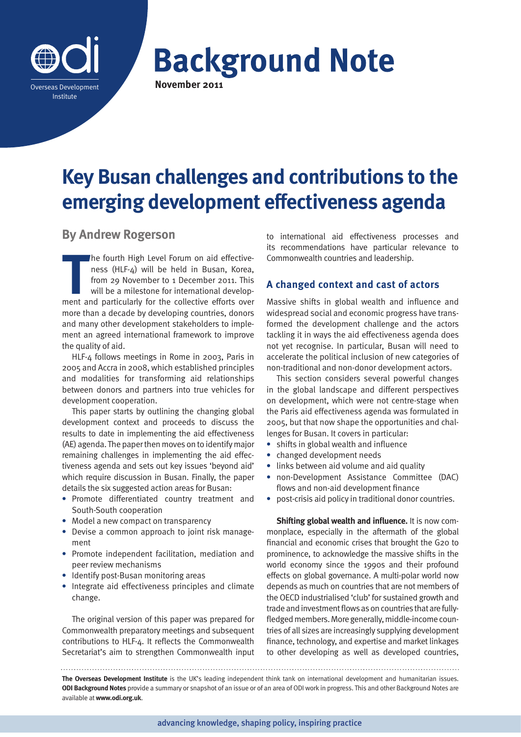# Background Note

**November 2011**

# Key Busan challenges and contributions to the emerging development effectiveness agenda

## By Andrew Rogerson

The fourth High Level Forum on aid effectiveness (HLF-4) will be held in Busan, Korea, from 29 November to 1 December 2011. This will be a milestone for international development and particularly for the collective efforts over more than a decade by developing countries, donors and many other development stakeholders to implement an agreed international framework to improve the quality of aid.

HLF-4 follows meetings in Rome in 2003, Paris in 2005 and Accra in 2008, which established principles and modalities for transforming aid relationships between donors and partners into true vehicles for development cooperation.

This paper starts by outlining the changing global development context and proceeds to discuss the results to date in implementing the aid effectiveness (AE) agenda. The paper then moves on to identify major remaining challenges in implementing the aid effectiveness agenda and sets out key issues 'beyond aid' which require discussion in Busan. Finally, the paper details the six suggested action areas for Busan:

- Promote differentiated country treatment and South-South cooperation
- Model a new compact on transparency
- Devise a common approach to joint risk management
- Promote independent facilitation, mediation and peer review mechanisms
- Identify post-Busan monitoring areas
- Integrate aid effectiveness principles and climate change.

The original version of this paper was prepared for Commonwealth preparatory meetings and subsequent contributions to HLF-4. It reflects the Commonwealth Secretariat's aim to strengthen Commonwealth input to international aid effectiveness processes and its recommendations have particular relevance to Commonwealth countries and leadership.

### A changed context and cast of actors

Massive shifts in global wealth and influence and widespread social and economic progress have transformed the development challenge and the actors tackling it in ways the aid effectiveness agenda does not yet recognise. In particular, Busan will need to accelerate the political inclusion of new categories of non-traditional and non-donor development actors.

This section considers several powerful changes in the global landscape and different perspectives on development, which were not centre-stage when the Paris aid effectiveness agenda was formulated in 2005, but that now shape the opportunities and challenges for Busan. It covers in particular:

- shifts in global wealth and influence
- changed development needs
- links between aid volume and aid quality
- non-Development Assistance Committee (DAC) flows and non-aid development finance
- post-crisis aid policy in traditional donor countries.

**Shifting global wealth and influence.** It is now commonplace, especially in the aftermath of the global financial and economic crises that brought the G20 to prominence, to acknowledge the massive shifts in the world economy since the 1990s and their profound effects on global governance. A multi-polar world now depends as much on countries that are not members of the OECD industrialised 'club' for sustained growth and trade and investment flows as on countries that are fully-fledged members. More generally, middle-income countries of all sizes are increasingly supplying development finance, technology, and expertise and market linkages to other developing as well as developed countries,

---

**The Overseas Development Institute** is the UK's leading independent think tank on international development and humanitarian issues. **ODI Background Notes** provide a summary or snapshot of an issue or of an area of ODI work in progress. This and other Background Notes are available at **www.odi.org.uk**.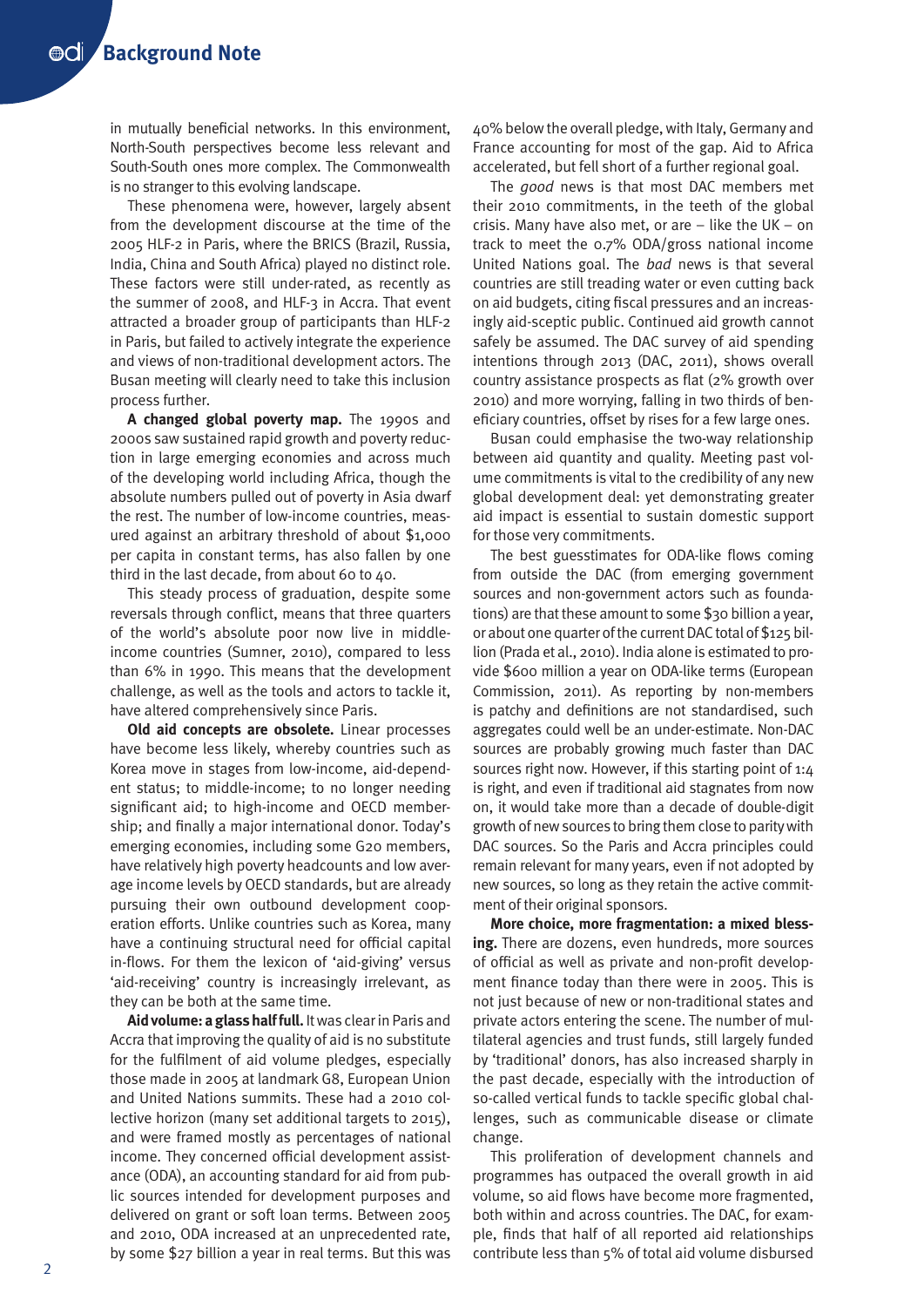in mutually beneficial networks. In this environment, North-South perspectives become less relevant and South-South ones more complex. The Commonwealth is no stranger to this evolving landscape.

These phenomena were, however, largely absent from the development discourse at the time of the 2005 HLF-2 in Paris, where the BRICS (Brazil, Russia, India, China and South Africa) played no distinct role. These factors were still under-rated, as recently as the summer of 2008, and HLF-3 in Accra. That event attracted a broader group of participants than HLF-2 in Paris, but failed to actively integrate the experience and views of non-traditional development actors. The Busan meeting will clearly need to take this inclusion process further.

**A changed global poverty map.** The 1990s and 2000s saw sustained rapid growth and poverty reduction in large emerging economies and across much of the developing world including Africa, though the absolute numbers pulled out of poverty in Asia dwarf the rest. The number of low-income countries, measured against an arbitrary threshold of about $1,000 per capita in constant terms, has also fallen by one third in the last decade, from about 60 to 40.

This steady process of graduation, despite some reversals through conflict, means that three quarters of the world's absolute poor now live in middle-income countries (Sumner, 2010), compared to less than 6% in 1990. This means that the development challenge, as well as the tools and actors to tackle it, have altered comprehensively since Paris.

**Old aid concepts are obsolete.** Linear processes have become less likely, whereby countries such as Korea move in stages from low-income, aid-dependent status; to middle-income; to no longer needing significant aid; to high-income and OECD membership; and finally a major international donor. Today's emerging economies, including some G20 members, have relatively high poverty headcounts and low average income levels by OECD standards, but are already pursuing their own outbound development cooperation efforts. Unlike countries such as Korea, many have a continuing structural need for official capital in-flows. For them the lexicon of 'aid-giving' versus 'aid-receiving' country is increasingly irrelevant, as they can be both at the same time.

**Aid volume: a glass half full.** It was clear in Paris and Accra that improving the quality of aid is no substitute for the fulfilment of aid volume pledges, especially those made in 2005 at landmark G8, European Union and United Nations summits. These had a 2010 collective horizon (many set additional targets to 2015), and were framed mostly as percentages of national income. They concerned official development assistance (ODA), an accounting standard for aid from public sources intended for development purposes and delivered on grant or soft loan terms. Between 2005 and 2010, ODA increased at an unprecedented rate, by some $27 billion a year in real terms. But this was 40% below the overall pledge, with Italy, Germany and France accounting for most of the gap. Aid to Africa accelerated, but fell short of a further regional goal.

The *good* news is that most DAC members met their 2010 commitments, in the teeth of the global crisis. Many have also met, or are – like the UK – on track to meet the 0.7% ODA/gross national income United Nations goal. The *bad* news is that several countries are still treading water or even cutting back on aid budgets, citing fiscal pressures and an increasingly aid-sceptic public. Continued aid growth cannot safely be assumed. The DAC survey of aid spending intentions through 2013 (DAC, 2011), shows overall country assistance prospects as flat (2% growth over 2010) and more worrying, falling in two thirds of beneficiary countries, offset by rises for a few large ones.

Busan could emphasise the two-way relationship between aid quantity and quality. Meeting past volume commitments is vital to the credibility of any new global development deal: yet demonstrating greater aid impact is essential to sustain domestic support for those very commitments.

The best guesstimates for ODA-like flows coming from outside the DAC (from emerging government sources and non-government actors such as foundations) are that these amount to some $30 billion a year, or about one quarter of the current DAC total of $125 billion (Prada et al., 2010). India alone is estimated to provide $600 million a year on ODA-like terms (European Commission, 2011). As reporting by non-members is patchy and definitions are not standardised, such aggregates could well be an under-estimate. Non-DAC sources are probably growing much faster than DAC sources right now. However, if this starting point of 1:4 is right, and even if traditional aid stagnates from now on, it would take more than a decade of double-digit growth of new sources to bring them close to parity with DAC sources. So the Paris and Accra principles could remain relevant for many years, even if not adopted by new sources, so long as they retain the active commitment of their original sponsors.

**More choice, more fragmentation: a mixed blessing.** There are dozens, even hundreds, more sources of official as well as private and non-profit development finance today than there were in 2005. This is not just because of new or non-traditional states and private actors entering the scene. The number of multilateral agencies and trust funds, still largely funded by 'traditional' donors, has also increased sharply in the past decade, especially with the introduction of so-called vertical funds to tackle specific global challenges, such as communicable disease or climate change.

This proliferation of development channels and programmes has outpaced the overall growth in aid volume, so aid flows have become more fragmented, both within and across countries. The DAC, for example, finds that half of all reported aid relationships contribute less than 5% of total aid volume disbursed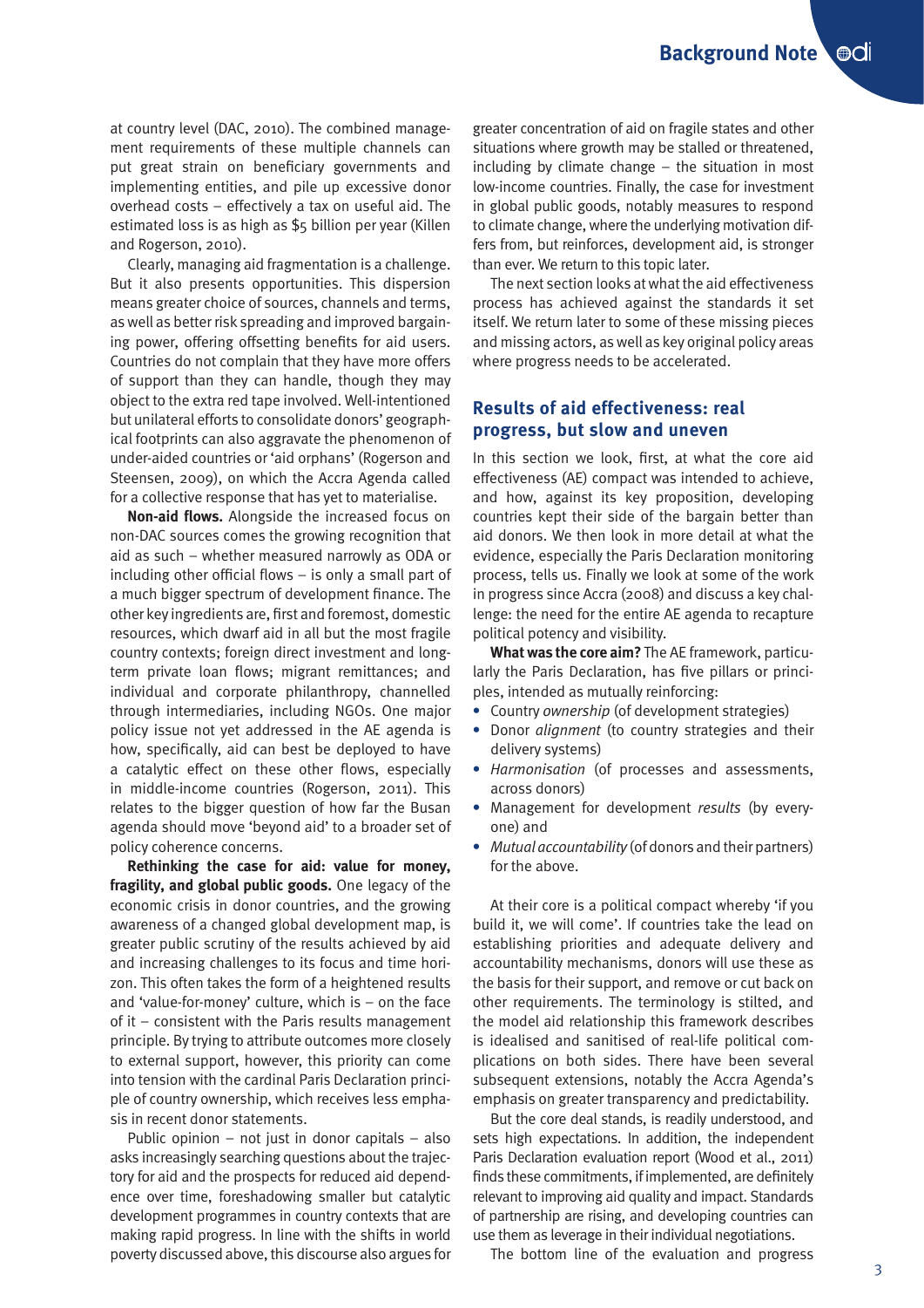at country level (DAC, 2010). The combined management requirements of these multiple channels can put great strain on beneficiary governments and implementing entities, and pile up excessive donor overhead costs – effectively a tax on useful aid. The estimated loss is as high as $5 billion per year (Killen and Rogerson, 2010).

Clearly, managing aid fragmentation is a challenge. But it also presents opportunities. This dispersion means greater choice of sources, channels and terms, as well as better risk spreading and improved bargaining power, offering offsetting benefits for aid users. Countries do not complain that they have more offers of support than they can handle, though they may object to the extra red tape involved. Well-intentioned but unilateral efforts to consolidate donors' geographical footprints can also aggravate the phenomenon of under-aided countries or 'aid orphans' (Rogerson and Steensen, 2009), on which the Accra Agenda called for a collective response that has yet to materialise.

**Non-aid flows.** Alongside the increased focus on non-DAC sources comes the growing recognition that aid as such – whether measured narrowly as ODA or including other official flows – is only a small part of a much bigger spectrum of development finance. The other key ingredients are, first and foremost, domestic resources, which dwarf aid in all but the most fragile country contexts; foreign direct investment and long-term private loan flows; migrant remittances; and individual and corporate philanthropy, channelled through intermediaries, including NGOs. One major policy issue not yet addressed in the AE agenda is how, specifically, aid can best be deployed to have a catalytic effect on these other flows, especially in middle-income countries (Rogerson, 2011). This relates to the bigger question of how far the Busan agenda should move 'beyond aid' to a broader set of policy coherence concerns.

**Rethinking the case for aid: value for money, fragility, and global public goods.** One legacy of the economic crisis in donor countries, and the growing awareness of a changed global development map, is greater public scrutiny of the results achieved by aid and increasing challenges to its focus and time horizon. This often takes the form of a heightened results and 'value-for-money' culture, which is – on the face of it – consistent with the Paris results management principle. By trying to attribute outcomes more closely to external support, however, this priority can come into tension with the cardinal Paris Declaration principle of country ownership, which receives less emphasis in recent donor statements.

Public opinion – not just in donor capitals – also asks increasingly searching questions about the trajectory for aid and the prospects for reduced aid dependence over time, foreshadowing smaller but catalytic development programmes in country contexts that are making rapid progress. In line with the shifts in world poverty discussed above, this discourse also argues for greater concentration of aid on fragile states and other situations where growth may be stalled or threatened, including by climate change – the situation in most low-income countries. Finally, the case for investment in global public goods, notably measures to respond to climate change, where the underlying motivation differs from, but reinforces, development aid, is stronger than ever. We return to this topic later.

The next section looks at what the aid effectiveness process has achieved against the standards it set itself. We return later to some of these missing pieces and missing actors, as well as key original policy areas where progress needs to be accelerated.

## Results of aid effectiveness: real progress, but slow and uneven

In this section we look, first, at what the core aid effectiveness (AE) compact was intended to achieve, and how, against its key proposition, developing countries kept their side of the bargain better than aid donors. We then look in more detail at what the evidence, especially the Paris Declaration monitoring process, tells us. Finally we look at some of the work in progress since Accra (2008) and discuss a key challenge: the need for the entire AE agenda to recapture political potency and visibility.

**What was the core aim?** The AE framework, particularly the Paris Declaration, has five pillars or principles, intended as mutually reinforcing:

- Country *ownership* (of development strategies)
- Donor *alignment* (to country strategies and their delivery systems)
- *Harmonisation* (of processes and assessments, across donors)
- Management for development *results* (by everyone) and
- *Mutual accountability* (of donors and their partners) for the above.

At their core is a political compact whereby 'if you build it, we will come'. If countries take the lead on establishing priorities and adequate delivery and accountability mechanisms, donors will use these as the basis for their support, and remove or cut back on other requirements. The terminology is stilted, and the model aid relationship this framework describes is idealised and sanitised of real-life political complications on both sides. There have been several subsequent extensions, notably the Accra Agenda's emphasis on greater transparency and predictability.

But the core deal stands, is readily understood, and sets high expectations. In addition, the independent Paris Declaration evaluation report (Wood et al., 2011) finds these commitments, if implemented, are definitely relevant to improving aid quality and impact. Standards of partnership are rising, and developing countries can use them as leverage in their individual negotiations.

The bottom line of the evaluation and progress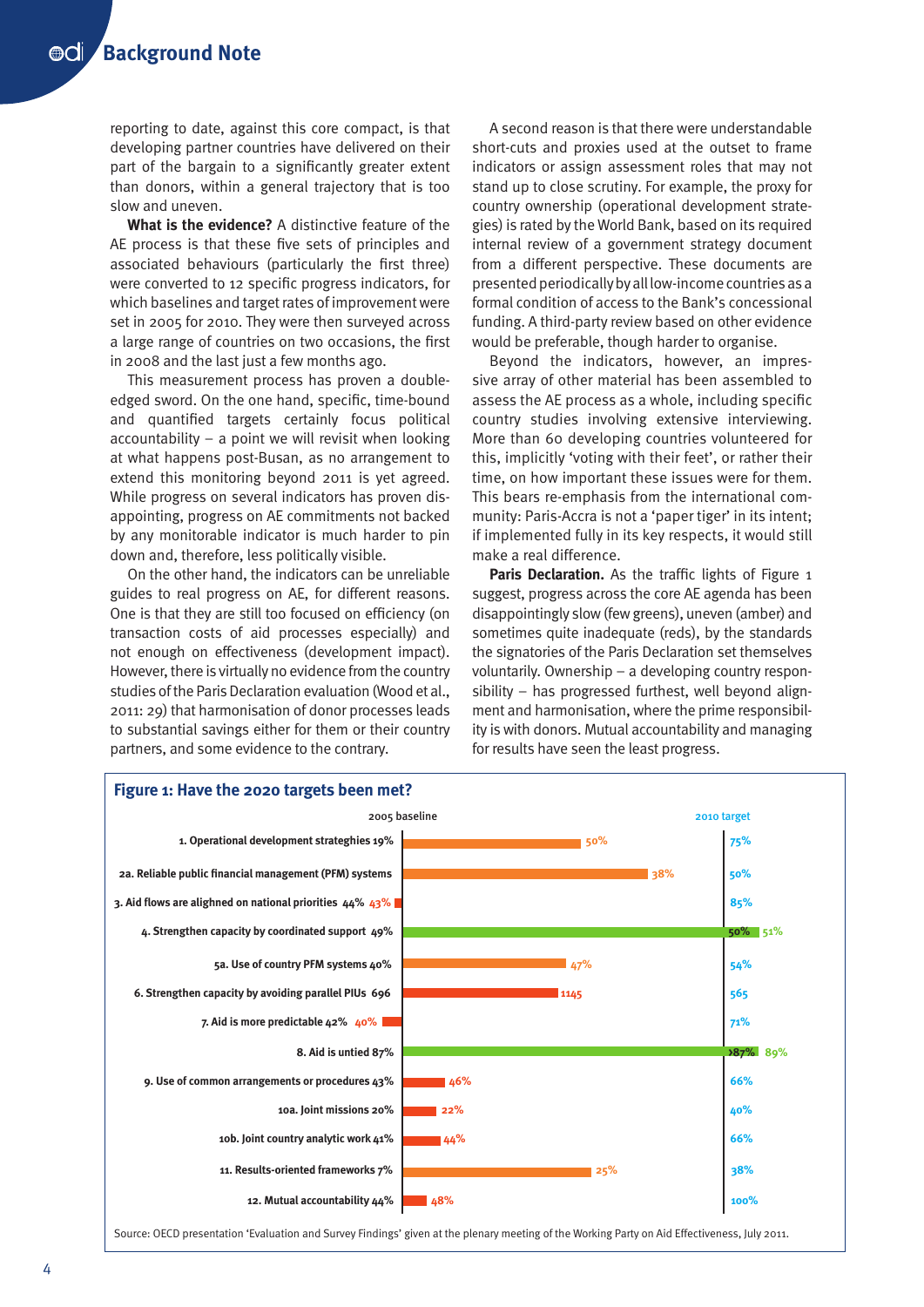reporting to date, against this core compact, is that developing partner countries have delivered on their part of the bargain to a significantly greater extent than donors, within a general trajectory that is too slow and uneven.

**What is the evidence?** A distinctive feature of the AE process is that these five sets of principles and associated behaviours (particularly the first three) were converted to 12 specific progress indicators, for which baselines and target rates of improvement were set in 2005 for 2010. They were then surveyed across a large range of countries on two occasions, the first in 2008 and the last just a few months ago.

This measurement process has proven a double-edged sword. On the one hand, specific, time-bound and quantified targets certainly focus political accountability – a point we will revisit when looking at what happens post-Busan, as no arrangement to extend this monitoring beyond 2011 is yet agreed. While progress on several indicators has proven disappointing, progress on AE commitments not backed by any monitorable indicator is much harder to pin down and, therefore, less politically visible.

On the other hand, the indicators can be unreliable guides to real progress on AE, for different reasons. One is that they are still too focused on efficiency (on transaction costs of aid processes especially) and not enough on effectiveness (development impact). However, there is virtually no evidence from the country studies of the Paris Declaration evaluation (Wood et al., 2011: 29) that harmonisation of donor processes leads to substantial savings either for them or their country partners, and some evidence to the contrary.

A second reason is that there were understandable short-cuts and proxies used at the outset to frame indicators or assign assessment roles that may not stand up to close scrutiny. For example, the proxy for country ownership (operational development strategies) is rated by the World Bank, based on its required internal review of a government strategy document from a different perspective. These documents are presented periodically by all low-income countries as a formal condition of access to the Bank's concessional funding. A third-party review based on other evidence would be preferable, though harder to organise.

Beyond the indicators, however, an impressive array of other material has been assembled to assess the AE process as a whole, including specific country studies involving extensive interviewing. More than 60 developing countries volunteered for this, implicitly 'voting with their feet', or rather their time, on how important these issues were for them. This bears re-emphasis from the international community: Paris-Accra is not a 'paper tiger' in its intent; if implemented fully in its key respects, it would still make a real difference.

**Paris Declaration.** As the traffic lights of Figure 1 suggest, progress across the core AE agenda has been disappointingly slow (few greens), uneven (amber) and sometimes quite inadequate (reds), by the standards the signatories of the Paris Declaration set themselves voluntarily. Ownership – a developing country responsibility – has progressed furthest, well beyond alignment and harmonisation, where the prime responsibility is with donors. Mutual accountability and managing for results have seen the least progress.

**Figure 1: Have the 2020 targets been met?**

| Indicator | 2005 baseline | Result | 2010 target |
|---|---|---|---|
| 1. Operational development strateghies | 19% | 50% | 75% |
| 2a. Reliable public financial management (PFM) systems | | 38% | 50% |
| 3. Aid flows are alighned on national priorities | 44% | 43% | 85% |
| 4. Strengthen capacity by coordinated support | 49% | 51% | 50% |
| 5a. Use of country PFM systems | 40% | 47% | 54% |
| 6. Strengthen capacity by avoiding parallel PIUs | 696 | 1145 | 565 |
| 7. Aid is more predictable | 42% | 40% | 71% |
| 8. Aid is untied | 87% | 89% | >87% |
| 9. Use of common arrangements or procedures | 43% | 46% | 66% |
| 10a. Joint missions | 20% | 22% | 40% |
| 10b. Joint country analytic work | 41% | 44% | 66% |
| 11. Results-oriented frameworks | 7% | 25% | 38% |
| 12. Mutual accountability | 44% | 48% | 100% |

Source: OECD presentation 'Evaluation and Survey Findings' given at the plenary meeting of the Working Party on Aid Effectiveness, July 2011.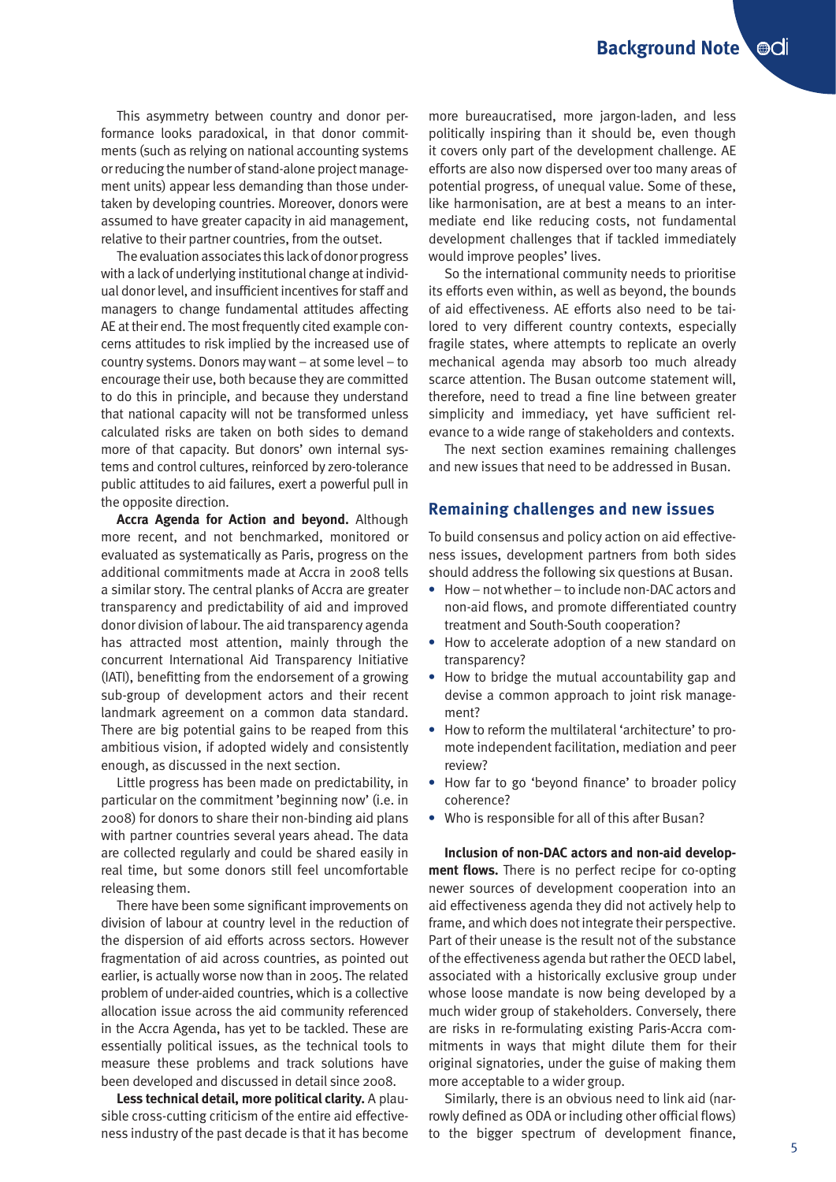This asymmetry between country and donor performance looks paradoxical, in that donor commitments (such as relying on national accounting systems or reducing the number of stand-alone project management units) appear less demanding than those undertaken by developing countries. Moreover, donors were assumed to have greater capacity in aid management, relative to their partner countries, from the outset.

The evaluation associates this lack of donor progress with a lack of underlying institutional change at individual donor level, and insufficient incentives for staff and managers to change fundamental attitudes affecting AE at their end. The most frequently cited example concerns attitudes to risk implied by the increased use of country systems. Donors may want – at some level – to encourage their use, both because they are committed to do this in principle, and because they understand that national capacity will not be transformed unless calculated risks are taken on both sides to demand more of that capacity. But donors' own internal systems and control cultures, reinforced by zero-tolerance public attitudes to aid failures, exert a powerful pull in the opposite direction.

**Accra Agenda for Action and beyond.** Although more recent, and not benchmarked, monitored or evaluated as systematically as Paris, progress on the additional commitments made at Accra in 2008 tells a similar story. The central planks of Accra are greater transparency and predictability of aid and improved donor division of labour. The aid transparency agenda has attracted most attention, mainly through the concurrent International Aid Transparency Initiative (IATI), benefitting from the endorsement of a growing sub-group of development actors and their recent landmark agreement on a common data standard. There are big potential gains to be reaped from this ambitious vision, if adopted widely and consistently enough, as discussed in the next section.

Little progress has been made on predictability, in particular on the commitment 'beginning now' (i.e. in 2008) for donors to share their non-binding aid plans with partner countries several years ahead. The data are collected regularly and could be shared easily in real time, but some donors still feel uncomfortable releasing them.

There have been some significant improvements on division of labour at country level in the reduction of the dispersion of aid efforts across sectors. However fragmentation of aid across countries, as pointed out earlier, is actually worse now than in 2005. The related problem of under-aided countries, which is a collective allocation issue across the aid community referenced in the Accra Agenda, has yet to be tackled. These are essentially political issues, as the technical tools to measure these problems and track solutions have been developed and discussed in detail since 2008.

**Less technical detail, more political clarity.** A plausible cross-cutting criticism of the entire aid effectiveness industry of the past decade is that it has become more bureaucratised, more jargon-laden, and less politically inspiring than it should be, even though it covers only part of the development challenge. AE efforts are also now dispersed over too many areas of potential progress, of unequal value. Some of these, like harmonisation, are at best a means to an intermediate end like reducing costs, not fundamental development challenges that if tackled immediately would improve peoples' lives.

So the international community needs to prioritise its efforts even within, as well as beyond, the bounds of aid effectiveness. AE efforts also need to be tailored to very different country contexts, especially fragile states, where attempts to replicate an overly mechanical agenda may absorb too much already scarce attention. The Busan outcome statement will, therefore, need to tread a fine line between greater simplicity and immediacy, yet have sufficient relevance to a wide range of stakeholders and contexts.

The next section examines remaining challenges and new issues that need to be addressed in Busan.

## Remaining challenges and new issues

To build consensus and policy action on aid effectiveness issues, development partners from both sides should address the following six questions at Busan.

- How – not whether – to include non-DAC actors and non-aid flows, and promote differentiated country treatment and South-South cooperation?
- How to accelerate adoption of a new standard on transparency?
- How to bridge the mutual accountability gap and devise a common approach to joint risk management?
- How to reform the multilateral 'architecture' to promote independent facilitation, mediation and peer review?
- How far to go 'beyond finance' to broader policy coherence?
- Who is responsible for all of this after Busan?

**Inclusion of non-DAC actors and non-aid development flows.** There is no perfect recipe for co-opting newer sources of development cooperation into an aid effectiveness agenda they did not actively help to frame, and which does not integrate their perspective. Part of their unease is the result not of the substance of the effectiveness agenda but rather the OECD label, associated with a historically exclusive group under whose loose mandate is now being developed by a much wider group of stakeholders. Conversely, there are risks in re-formulating existing Paris-Accra commitments in ways that might dilute them for their original signatories, under the guise of making them more acceptable to a wider group.

Similarly, there is an obvious need to link aid (narrowly defined as ODA or including other official flows) to the bigger spectrum of development finance,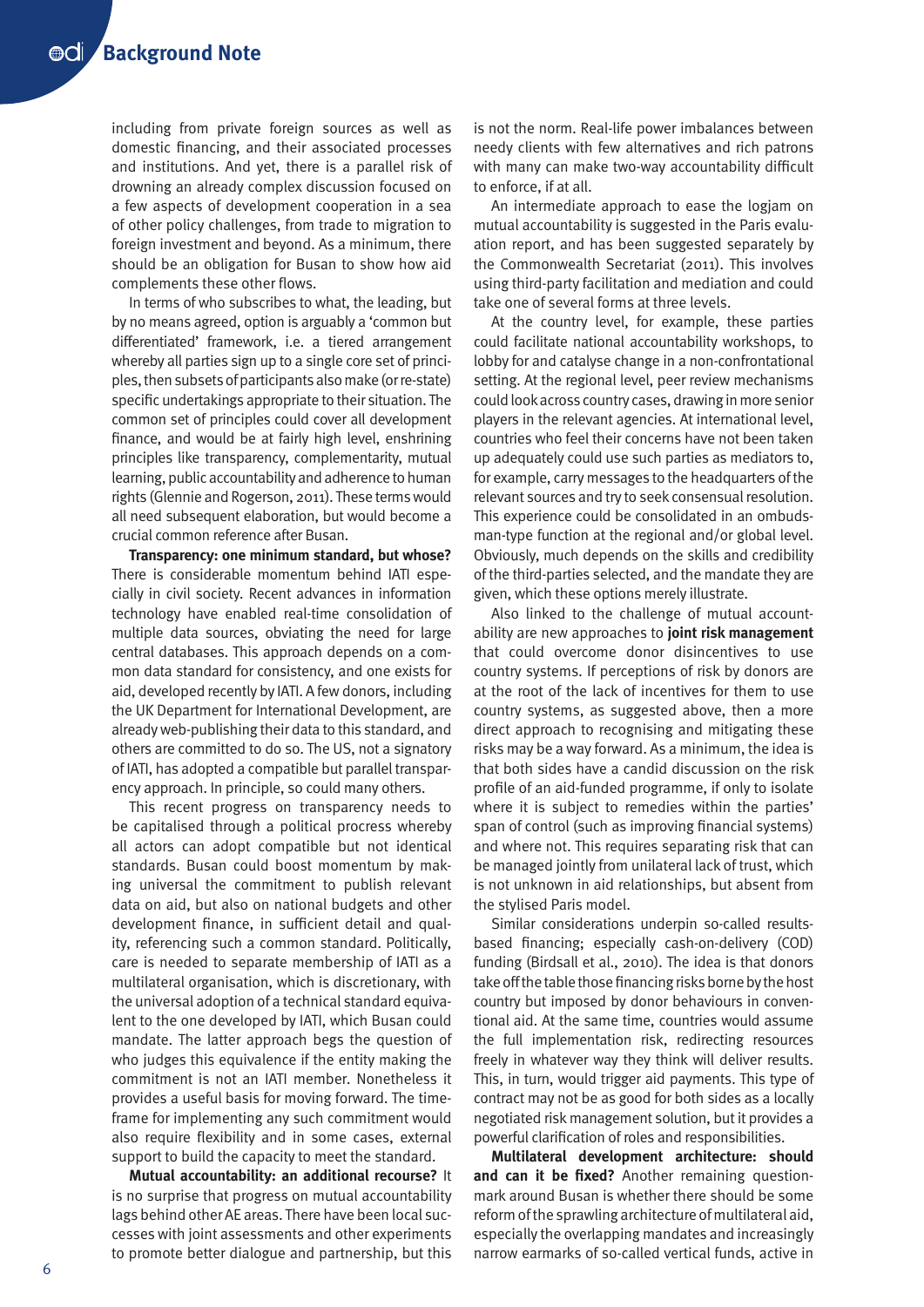including from private foreign sources as well as domestic financing, and their associated processes and institutions. And yet, there is a parallel risk of drowning an already complex discussion focused on a few aspects of development cooperation in a sea of other policy challenges, from trade to migration to foreign investment and beyond. As a minimum, there should be an obligation for Busan to show how aid complements these other flows.

In terms of who subscribes to what, the leading, but by no means agreed, option is arguably a 'common but differentiated' framework, i.e. a tiered arrangement whereby all parties sign up to a single core set of principles, then subsets of participants also make (or re-state) specific undertakings appropriate to their situation. The common set of principles could cover all development finance, and would be at fairly high level, enshrining principles like transparency, complementarity, mutual learning, public accountability and adherence to human rights (Glennie and Rogerson, 2011). These terms would all need subsequent elaboration, but would become a crucial common reference after Busan.

**Transparency: one minimum standard, but whose?** There is considerable momentum behind IATI especially in civil society. Recent advances in information technology have enabled real-time consolidation of multiple data sources, obviating the need for large central databases. This approach depends on a common data standard for consistency, and one exists for aid, developed recently by IATI. A few donors, including the UK Department for International Development, are already web-publishing their data to this standard, and others are committed to do so. The US, not a signatory of IATI, has adopted a compatible but parallel transparency approach. In principle, so could many others.

This recent progress on transparency needs to be capitalised through a political process whereby all actors can adopt compatible but not identical standards. Busan could boost momentum by making universal the commitment to publish relevant data on aid, but also on national budgets and other development finance, in sufficient detail and quality, referencing such a common standard. Politically, care is needed to separate membership of IATI as a multilateral organisation, which is discretionary, with the universal adoption of a technical standard equivalent to the one developed by IATI, which Busan could mandate. The latter approach begs the question of who judges this equivalence if the entity making the commitment is not an IATI member. Nonetheless it provides a useful basis for moving forward. The timeframe for implementing any such commitment would also require flexibility and in some cases, external support to build the capacity to meet the standard.

**Mutual accountability: an additional recourse?** It is no surprise that progress on mutual accountability lags behind other AE areas. There have been local successes with joint assessments and other experiments to promote better dialogue and partnership, but this is not the norm. Real-life power imbalances between needy clients with few alternatives and rich patrons with many can make two-way accountability difficult to enforce, if at all.

An intermediate approach to ease the logjam on mutual accountability is suggested in the Paris evaluation report, and has been suggested separately by the Commonwealth Secretariat (2011). This involves using third-party facilitation and mediation and could take one of several forms at three levels.

At the country level, for example, these parties could facilitate national accountability workshops, to lobby for and catalyse change in a non-confrontational setting. At the regional level, peer review mechanisms could look across country cases, drawing in more senior players in the relevant agencies. At international level, countries who feel their concerns have not been taken up adequately could use such parties as mediators to, for example, carry messages to the headquarters of the relevant sources and try to seek consensual resolution. This experience could be consolidated in an ombudsman-type function at the regional and/or global level. Obviously, much depends on the skills and credibility of the third-parties selected, and the mandate they are given, which these options merely illustrate.

Also linked to the challenge of mutual accountability are new approaches to **joint risk management** that could overcome donor disincentives to use country systems. If perceptions of risk by donors are at the root of the lack of incentives for them to use country systems, as suggested above, then a more direct approach to recognising and mitigating these risks may be a way forward. As a minimum, the idea is that both sides have a candid discussion on the risk profile of an aid-funded programme, if only to isolate where it is subject to remedies within the parties' span of control (such as improving financial systems) and where not. This requires separating risk that can be managed jointly from unilateral lack of trust, which is not unknown in aid relationships, but absent from the stylised Paris model.

Similar considerations underpin so-called results-based financing; especially cash-on-delivery (COD) funding (Birdsall et al., 2010). The idea is that donors take off the table those financing risks borne by the host country but imposed by donor behaviours in conventional aid. At the same time, countries would assume the full implementation risk, redirecting resources freely in whatever way they think will deliver results. This, in turn, would trigger aid payments. This type of contract may not be as good for both sides as a locally negotiated risk management solution, but it provides a powerful clarification of roles and responsibilities.

**Multilateral development architecture: should and can it be fixed?** Another remaining questionmark around Busan is whether there should be some reform of the sprawling architecture of multilateral aid, especially the overlapping mandates and increasingly narrow earmarks of so-called vertical funds, active in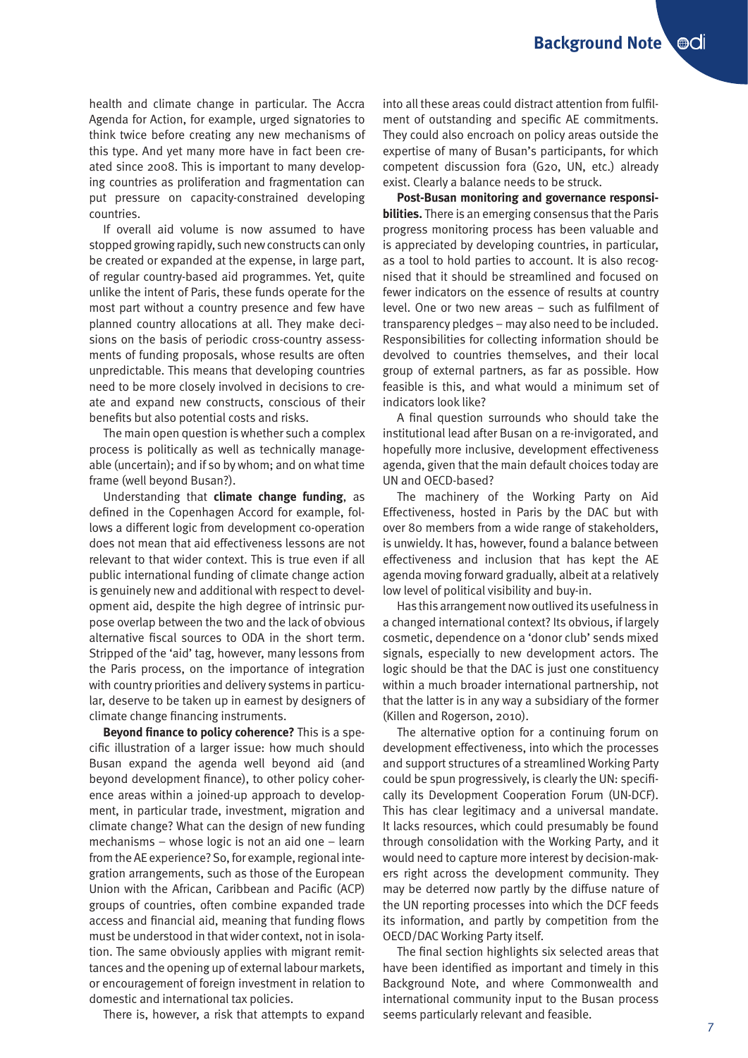health and climate change in particular. The Accra Agenda for Action, for example, urged signatories to think twice before creating any new mechanisms of this type. And yet many more have in fact been created since 2008. This is important to many developing countries as proliferation and fragmentation can put pressure on capacity-constrained developing countries.

If overall aid volume is now assumed to have stopped growing rapidly, such new constructs can only be created or expanded at the expense, in large part, of regular country-based aid programmes. Yet, quite unlike the intent of Paris, these funds operate for the most part without a country presence and few have planned country allocations at all. They make decisions on the basis of periodic cross-country assessments of funding proposals, whose results are often unpredictable. This means that developing countries need to be more closely involved in decisions to create and expand new constructs, conscious of their benefits but also potential costs and risks.

The main open question is whether such a complex process is politically as well as technically manageable (uncertain); and if so by whom; and on what time frame (well beyond Busan?).

Understanding that **climate change funding**, as defined in the Copenhagen Accord for example, follows a different logic from development co-operation does not mean that aid effectiveness lessons are not relevant to that wider context. This is true even if all public international funding of climate change action is genuinely new and additional with respect to development aid, despite the high degree of intrinsic purpose overlap between the two and the lack of obvious alternative fiscal sources to ODA in the short term. Stripped of the 'aid' tag, however, many lessons from the Paris process, on the importance of integration with country priorities and delivery systems in particular, deserve to be taken up in earnest by designers of climate change financing instruments.

**Beyond finance to policy coherence?** This is a specific illustration of a larger issue: how much should Busan expand the agenda well beyond aid (and beyond development finance), to other policy coherence areas within a joined-up approach to development, in particular trade, investment, migration and climate change? What can the design of new funding mechanisms – whose logic is not an aid one – learn from the AE experience? So, for example, regional integration arrangements, such as those of the European Union with the African, Caribbean and Pacific (ACP) groups of countries, often combine expanded trade access and financial aid, meaning that funding flows must be understood in that wider context, not in isolation. The same obviously applies with migrant remittances and the opening up of external labour markets, or encouragement of foreign investment in relation to domestic and international tax policies.

There is, however, a risk that attempts to expand into all these areas could distract attention from fulfilment of outstanding and specific AE commitments. They could also encroach on policy areas outside the expertise of many of Busan's participants, for which competent discussion fora (G20, UN, etc.) already exist. Clearly a balance needs to be struck.

**Post-Busan monitoring and governance responsibilities.** There is an emerging consensus that the Paris progress monitoring process has been valuable and is appreciated by developing countries, in particular, as a tool to hold parties to account. It is also recognised that it should be streamlined and focused on fewer indicators on the essence of results at country level. One or two new areas – such as fulfilment of transparency pledges – may also need to be included. Responsibilities for collecting information should be devolved to countries themselves, and their local group of external partners, as far as possible. How feasible is this, and what would a minimum set of indicators look like?

A final question surrounds who should take the institutional lead after Busan on a re-invigorated, and hopefully more inclusive, development effectiveness agenda, given that the main default choices today are UN and OECD-based?

The machinery of the Working Party on Aid Effectiveness, hosted in Paris by the DAC but with over 80 members from a wide range of stakeholders, is unwieldy. It has, however, found a balance between effectiveness and inclusion that has kept the AE agenda moving forward gradually, albeit at a relatively low level of political visibility and buy-in.

Has this arrangement now outlived its usefulness in a changed international context? Its obvious, if largely cosmetic, dependence on a 'donor club' sends mixed signals, especially to new development actors. The logic should be that the DAC is just one constituency within a much broader international partnership, not that the latter is in any way a subsidiary of the former (Killen and Rogerson, 2010).

The alternative option for a continuing forum on development effectiveness, into which the processes and support structures of a streamlined Working Party could be spun progressively, is clearly the UN: specifically its Development Cooperation Forum (UN-DCF). This has clear legitimacy and a universal mandate. It lacks resources, which could presumably be found through consolidation with the Working Party, and it would need to capture more interest by decision-makers right across the development community. They may be deterred now partly by the diffuse nature of the UN reporting processes into which the DCF feeds its information, and partly by competition from the OECD/DAC Working Party itself.

The final section highlights six selected areas that have been identified as important and timely in this Background Note, and where Commonwealth and international community input to the Busan process seems particularly relevant and feasible.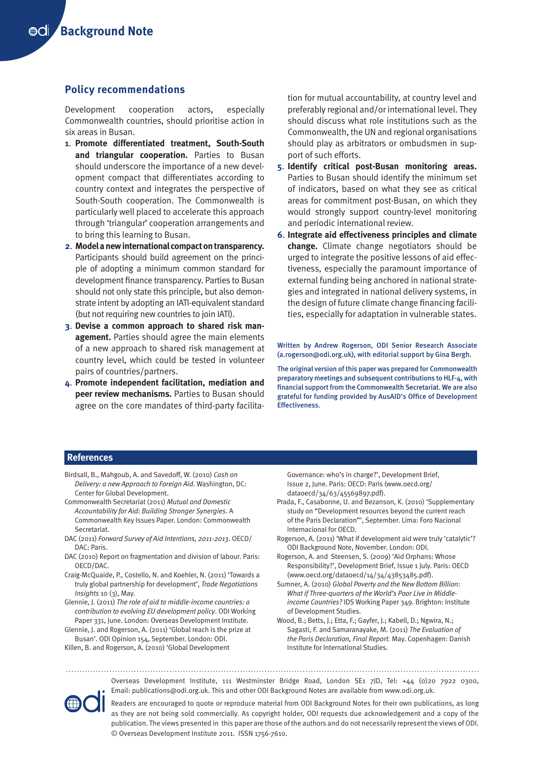## Policy recommendations

Development cooperation actors, especially Commonwealth countries, should prioritise action in six areas in Busan.

1. **Promote differentiated treatment, South-South and triangular cooperation.** Parties to Busan should underscore the importance of a new development compact that differentiates according to country context and integrates the perspective of South-South cooperation. The Commonwealth is particularly well placed to accelerate this approach through 'triangular' cooperation arrangements and to bring this learning to Busan.
2. **Model a new international compact on transparency.** Participants should build agreement on the principle of adopting a minimum common standard for development finance transparency. Parties to Busan should not only state this principle, but also demonstrate intent by adopting an IATI-equivalent standard (but not requiring new countries to join IATI).
3. **Devise a common approach to shared risk management.** Parties should agree the main elements of a new approach to shared risk management at country level, which could be tested in volunteer pairs of countries/partners.
4. **Promote independent facilitation, mediation and peer review mechanisms.** Parties to Busan should agree on the core mandates of third-party facilitation for mutual accountability, at country level and preferably regional and/or international level. They should discuss what role institutions such as the Commonwealth, the UN and regional organisations should play as arbitrators or ombudsmen in support of such efforts.
5. **Identify critical post-Busan monitoring areas.** Parties to Busan should identify the minimum set of indicators, based on what they see as critical areas for commitment post-Busan, on which they would strongly support country-level monitoring and periodic international review.
6. **Integrate aid effectiveness principles and climate change.** Climate change negotiators should be urged to integrate the positive lessons of aid effectiveness, especially the paramount importance of external funding being anchored in national strategies and integrated in national delivery systems, in the design of future climate change financing facilities, especially for adaptation in vulnerable states.

Written by Andrew Rogerson, ODI Senior Research Associate (a.rogerson@odi.org.uk), with editorial support by Gina Bergh.

The original version of this paper was prepared for Commonwealth preparatory meetings and subsequent contributions to HLF-4, with financial support from the Commonwealth Secretariat. We are also grateful for funding provided by AusAID's Office of Development Effectiveness.

## References

Birdsall, B., Mahgoub, A. and Savedoff, W. (2010) *Cash on Delivery: a new Approach to Foreign Aid*. Washington, DC: Center for Global Development.

Commonwealth Secretariat (2011) *Mutual and Domestic Accountability for Aid: Building Stronger Synergies*. A Commonwealth Key Issues Paper. London: Commonwealth Secretariat.

DAC (2011) *Forward Survey of Aid Intentions, 2011-2013*. OECD/DAC: Paris.

DAC (2010) Report on fragmentation and division of labour. Paris: OECD/DAC.

Craig-McQuaide, P., Costello, N. and Koehler, N. (2011) 'Towards a truly global partnership for development', *Trade Negotiations Insights* 10 (3), May.

Glennie, J. (2011) *The role of aid to middle-income countries: a contribution to evolving EU development policy*. ODI Working Paper 331, June. London: Overseas Development Institute.

Glennie, J. and Rogerson, A. (2011) 'Global reach is the prize at Busan'. ODI Opinion 154, September. London: ODI.

Killen, B. and Rogerson, A. (2010) 'Global Development Governance: who's in charge?', Development Brief, Issue 2, June. Paris: OECD: Paris (www.oecd.org/dataoecd/34/63/45569897.pdf).

Prada, F., Casabonne, U. and Bezanson, K. (2010) 'Supplementary study on "Development resources beyond the current reach of the Paris Declaration"', September. Lima: Foro Nacional Internacional for OECD.

Rogerson, A. (2011) 'What if development aid were truly 'catalytic'? ODI Background Note, November. London: ODI.

Rogerson, A. and Steensen, S. (2009) 'Aid Orphans: Whose Responsibility?', Development Brief, Issue 1 July. Paris: OECD (www.oecd.org/dataoecd/14/34/43853485.pdf).

Sumner, A. (2010) *Global Poverty and the New Bottom Billion: What if Three-quarters of the World's Poor Live in Middle-income Countries?* IDS Working Paper 349. Brighton: Institute of Development Studies.

Wood, B.; Betts, J.; Etta, F.; Gayfer, J.; Kabell, D.; Ngwira, N.; Sagasti, F. and Samaranayake, M. (2011) *The Evaluation of the Paris Declaration, Final Report.* May. Copenhagen: Danish Institute for International Studies.

Overseas Development Institute, 111 Westminster Bridge Road, London SE1 7JD, Tel: +44 (0)20 7922 0300, Email: publications@odi.org.uk. This and other ODI Background Notes are available from www.odi.org.uk.

Readers are encouraged to quote or reproduce material from ODI Background Notes for their own publications, as long as they are not being sold commercially. As copyright holder, ODI requests due acknowledgement and a copy of the publication. The views presented in this paper are those of the authors and do not necessarily represent the views of ODI. © Overseas Development Institute 2011. ISSN 1756-7610.